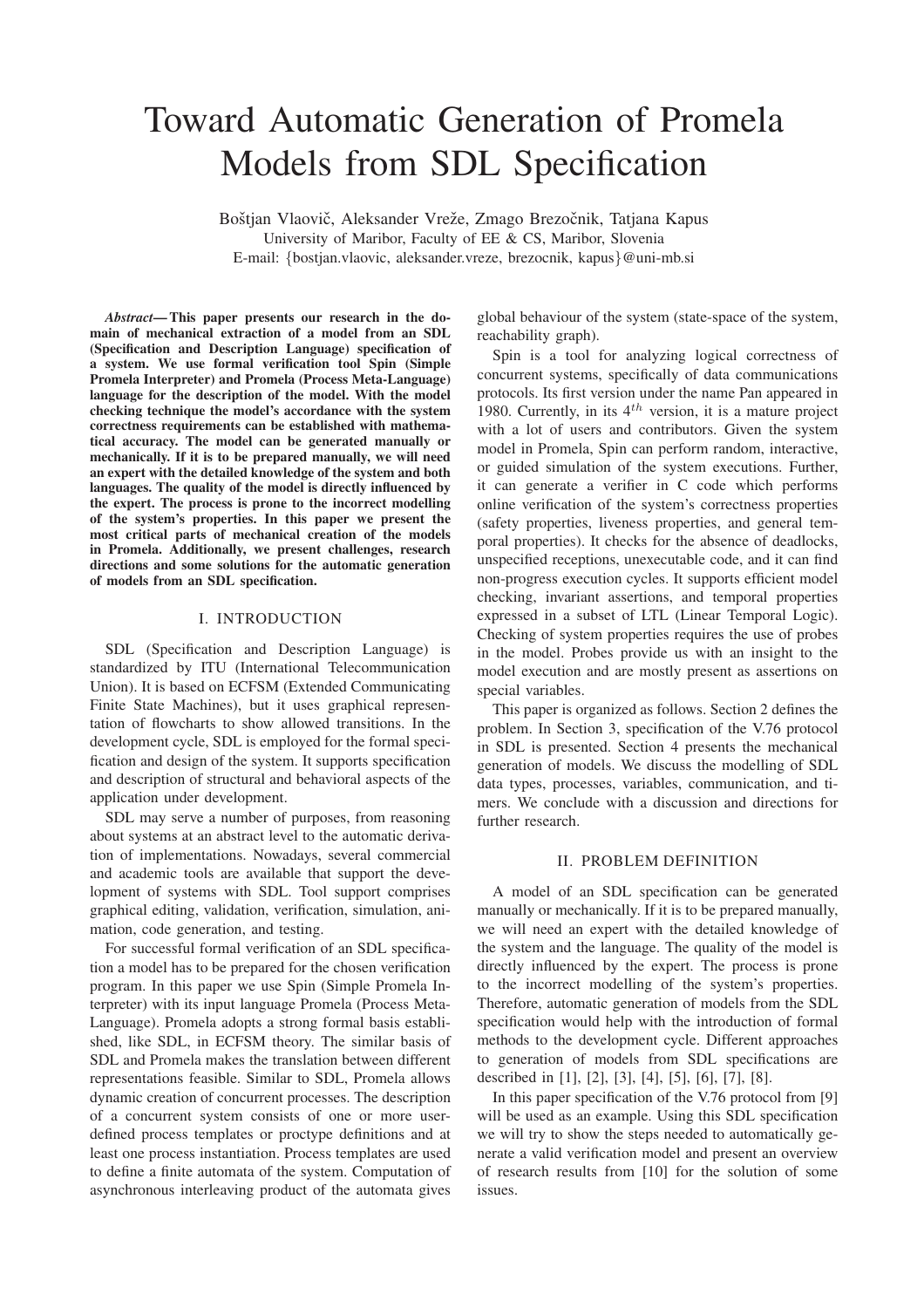# Toward Automatic Generation of Promela Models from SDL Specification

Boštjan Vlaovič, Aleksander Vreže, Zmago Brezočnik, Tatjana Kapus
University of Maribor, Faculty of EE & CS, Maribor, Slovenia
E-mail: {bostjan.vlaovic, aleksander.vreze, brezocnik, kapus}@uni-mb.si

***Abstract*— This paper presents our research in the domain of mechanical extraction of a model from an SDL (Specification and Description Language) specification of a system. We use formal verification tool Spin (Simple Promela Interpreter) and Promela (Process Meta-Language) language for the description of the model. With the model checking technique the model's accordance with the system correctness requirements can be established with mathematical accuracy. The model can be generated manually or mechanically. If it is to be prepared manually, we will need an expert with the detailed knowledge of the system and both languages. The quality of the model is directly influenced by the expert. The process is prone to the incorrect modelling of the system's properties. In this paper we present the most critical parts of mechanical creation of the models in Promela. Additionally, we present challenges, research directions and some solutions for the automatic generation of models from an SDL specification.**

## I. Introduction

SDL (Specification and Description Language) is standardized by ITU (International Telecommunication Union). It is based on ECFSM (Extended Communicating Finite State Machines), but it uses graphical representation of flowcharts to show allowed transitions. In the development cycle, SDL is employed for the formal specification and design of the system. It supports specification and description of structural and behavioral aspects of the application under development.

SDL may serve a number of purposes, from reasoning about systems at an abstract level to the automatic derivation of implementations. Nowadays, several commercial and academic tools are available that support the development of systems with SDL. Tool support comprises graphical editing, validation, verification, simulation, animation, code generation, and testing.

For successful formal verification of an SDL specification a model has to be prepared for the chosen verification program. In this paper we use Spin (Simple Promela Interpreter) with its input language Promela (Process Meta-Language). Promela adopts a strong formal basis established, like SDL, in ECFSM theory. The similar basis of SDL and Promela makes the translation between different representations feasible. Similar to SDL, Promela allows dynamic creation of concurrent processes. The description of a concurrent system consists of one or more user-defined process templates or proctype definitions and at least one process instantiation. Process templates are used to define a finite automata of the system. Computation of asynchronous interleaving product of the automata gives global behaviour of the system (state-space of the system, reachability graph).

Spin is a tool for analyzing logical correctness of concurrent systems, specifically of data communications protocols. Its first version under the name Pan appeared in 1980. Currently, in its $4^{th}$ version, it is a mature project with a lot of users and contributors. Given the system model in Promela, Spin can perform random, interactive, or guided simulation of the system executions. Further, it can generate a verifier in C code which performs online verification of the system's correctness properties (safety properties, liveness properties, and general temporal properties). It checks for the absence of deadlocks, unspecified receptions, unexecutable code, and it can find non-progress execution cycles. It supports efficient model checking, invariant assertions, and temporal properties expressed in a subset of LTL (Linear Temporal Logic). Checking of system properties requires the use of probes in the model. Probes provide us with an insight to the model execution and are mostly present as assertions on special variables.

This paper is organized as follows. Section 2 defines the problem. In Section 3, specification of the V.76 protocol in SDL is presented. Section 4 presents the mechanical generation of models. We discuss the modelling of SDL data types, processes, variables, communication, and timers. We conclude with a discussion and directions for further research.

## II. Problem Definition

A model of an SDL specification can be generated manually or mechanically. If it is to be prepared manually, we will need an expert with the detailed knowledge of the system and the language. The quality of the model is directly influenced by the expert. The process is prone to the incorrect modelling of the system's properties. Therefore, automatic generation of models from the SDL specification would help with the introduction of formal methods to the development cycle. Different approaches to generation of models from SDL specifications are described in [1], [2], [3], [4], [5], [6], [7], [8].

In this paper specification of the V.76 protocol from [9] will be used as an example. Using this SDL specification we will try to show the steps needed to automatically generate a valid verification model and present an overview of research results from [10] for the solution of some issues.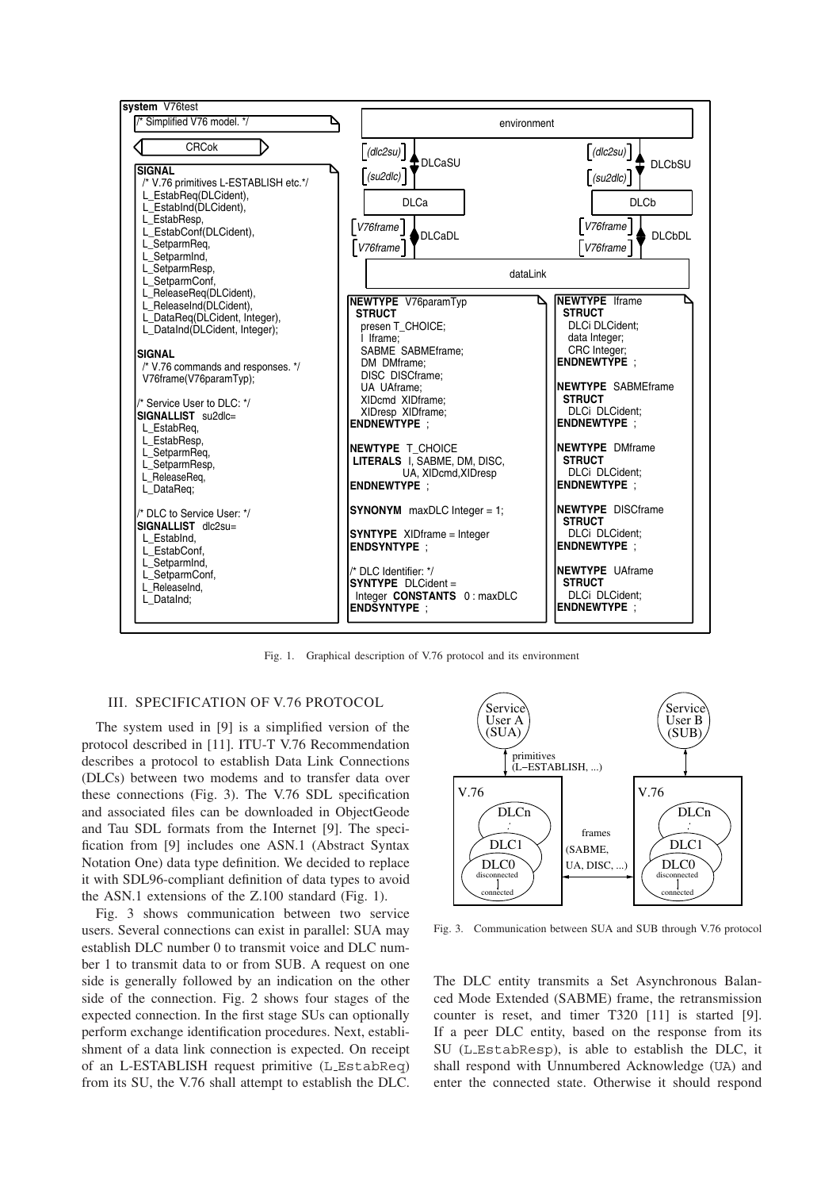```
system V76test

/* Simplified V76 model. */

CRCok

SIGNAL
  /* V.76 primitives L-ESTABLISH etc.*/
  L_EstabReq(DLCident),
  L_EstabInd(DLCident),
  L_EstabResp,
  L_EstabConf(DLCident),
  L_SetparmReq,
  L_SetparmInd,
  L_SetparmResp,
  L_SetparmConf,
  L_ReleaseReq(DLCident),
  L_ReleaseInd(DLCident),
  L_DataReq(DLCident, Integer),
  L_DataInd(DLCident, Integer);

SIGNAL
  /* V.76 commands and responses. */
  V76frame(V76paramTyp);

/* Service User to DLC: */
SIGNALLIST su2dlc=
  L_EstabReq,
  L_EstabResp,
  L_SetparmReq,
  L_SetparmResp,
  L_ReleaseReq,
  L_DataReq;

/* DLC to Service User: */
SIGNALLIST dlc2su=
  L_EstabInd,
  L_EstabConf,
  L_SetparmInd,
  L_SetparmConf,
  L_ReleaseInd,
  L_DataInd;

NEWTYPE V76paramTyp
 STRUCT
  presen T_CHOICE;
  I Iframe;
  SABME SABMEframe;
  DM DMframe;
  DISC DISCframe;
  UA UAframe;
  XIDcmd XIDframe;
  XIDresp XIDframe;
ENDNEWTYPE ;

NEWTYPE T_CHOICE
 LITERALS I, SABME, DM, DISC,
          UA, XIDcmd,XIDresp
ENDNEWTYPE ;

SYNONYM maxDLC Integer = 1;

SYNTYPE XIDframe = Integer
ENDSYNTYPE ;

/* DLC Identifier: */
SYNTYPE DLCident =
  Integer CONSTANTS 0 : maxDLC
ENDSYNTYPE ;

NEWTYPE Iframe
 STRUCT
  DLCi DLCident;
  data Integer;
  CRC Integer;
ENDNEWTYPE ;

NEWTYPE SABMEframe
 STRUCT
  DLCi DLCident;
ENDNEWTYPE ;

NEWTYPE DMframe
 STRUCT
  DLCi DLCident;
ENDNEWTYPE ;

NEWTYPE DISCframe
 STRUCT
  DLCi DLCident;
ENDNEWTYPE ;

NEWTYPE UAframe
 STRUCT
  DLCi DLCident;
ENDNEWTYPE ;
```

Fig. 1. Graphical description of V.76 protocol and its environment

## III. SPECIFICATION OF V.76 PROTOCOL

The system used in [9] is a simplified version of the protocol described in [11]. ITU-T V.76 Recommendation describes a protocol to establish Data Link Connections (DLCs) between two modems and to transfer data over these connections (Fig. 3). The V.76 SDL specification and associated files can be downloaded in ObjectGeode and Tau SDL formats from the Internet [9]. The specification from [9] includes one ASN.1 (Abstract Syntax Notation One) data type definition. We decided to replace it with SDL96-compliant definition of data types to avoid the ASN.1 extensions of the Z.100 standard (Fig. 1).

Fig. 3 shows communication between two service users. Several connections can exist in parallel: SUA may establish DLC number 0 to transmit voice and DLC number 1 to transmit data to or from SUB. A request on one side is generally followed by an indication on the other side of the connection. Fig. 2 shows four stages of the expected connection. In the first stage SUs can optionally perform exchange identification procedures. Next, establishment of a data link connection is expected. On receipt of an L-ESTABLISH request primitive (L_EstabReq) from its SU, the V.76 shall attempt to establish the DLC.

Fig. 3. Communication between SUA and SUB through V.76 protocol

The DLC entity transmits a Set Asynchronous Balanced Mode Extended (SABME) frame, the retransmission counter is reset, and timer T320 [11] is started [9]. If a peer DLC entity, based on the response from its SU (L_EstabResp), is able to establish the DLC, it shall respond with Unnumbered Acknowledge (UA) and enter the connected state. Otherwise it should respond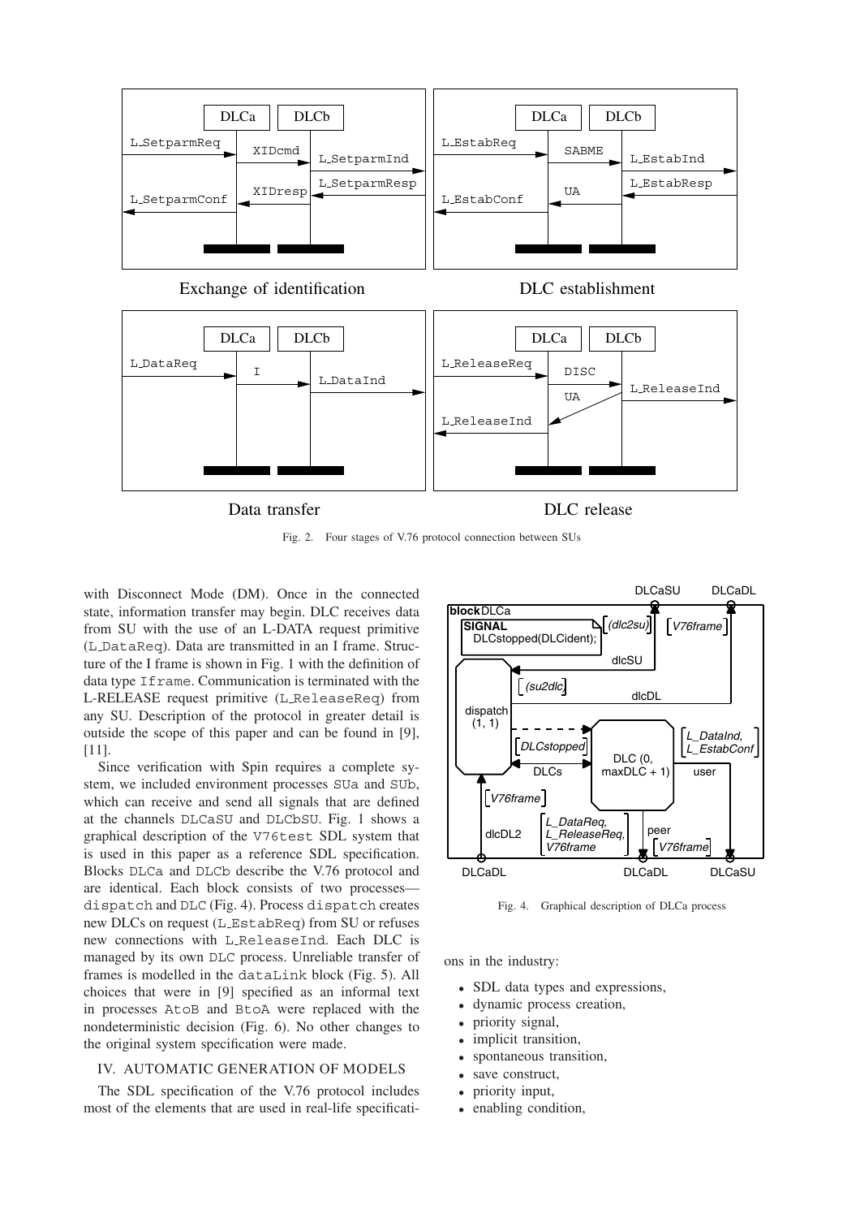Fig. 2. Four stages of V.76 protocol connection between SUs

with Disconnect Mode (DM). Once in the connected state, information transfer may begin. DLC receives data from SU with the use of an L-DATA request primitive (L_DataReq). Data are transmitted in an I frame. Structure of the I frame is shown in Fig. 1 with the definition of data type Iframe. Communication is terminated with the L-RELEASE request primitive (L_ReleaseReq) from any SU. Description of the protocol in greater detail is outside the scope of this paper and can be found in [9], [11].

Since verification with Spin requires a complete system, we included environment processes SUa and SUb, which can receive and send all signals that are defined at the channels DLCaSU and DLCbSU. Fig. 1 shows a graphical description of the V76test SDL system that is used in this paper as a reference SDL specification. Blocks DLCa and DLCb describe the V.76 protocol and are identical. Each block consists of two processes—dispatch and DLC (Fig. 4). Process dispatch creates new DLCs on request (L_EstabReq) from SU or refuses new connections with L_ReleaseInd. Each DLC is managed by its own DLC process. Unreliable transfer of frames is modelled in the dataLink block (Fig. 5). All choices that were in [9] specified as an informal text in processes AtoB and BtoA were replaced with the nondeterministic decision (Fig. 6). No other changes to the original system specification were made.

## IV. AUTOMATIC GENERATION OF MODELS

The SDL specification of the V.76 protocol includes most of the elements that are used in real-life specifications in the industry:

Fig. 4. Graphical description of DLCa process

- SDL data types and expressions,
- dynamic process creation,
- priority signal,
- implicit transition,
- spontaneous transition,
- save construct,
- priority input,
- enabling condition,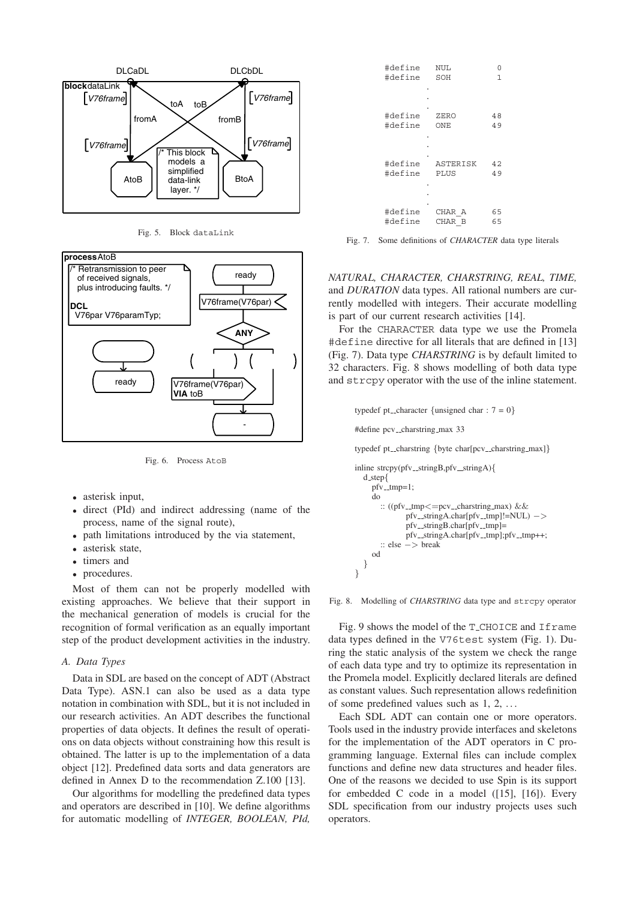Fig. 5. Block dataLink

Fig. 6. Process AtoB

- asterisk input,
- direct (PId) and indirect addressing (name of the process, name of the signal route),
- path limitations introduced by the via statement,
- asterisk state,
- timers and
- procedures.

Most of them can not be properly modelled with existing approaches. We believe that their support in the mechanical generation of models is crucial for the recognition of formal verification as an equally important step of the product development activities in the industry.

### A. Data Types

Data in SDL are based on the concept of ADT (Abstract Data Type). ASN.1 can also be used as a data type notation in combination with SDL, but it is not included in our research activities. An ADT describes the functional properties of data objects. It defines the result of operations on data objects without constraining how this result is obtained. The latter is up to the implementation of a data object [12]. Predefined data sorts and data generators are defined in Annex D to the recommendation Z.100 [13].

Our algorithms for modelling the predefined data types and operators are described in [10]. We define algorithms for automatic modelling of *INTEGER, BOOLEAN, PId, NATURAL, CHARACTER, CHARSTRING, REAL, TIME,* and *DURATION* data types. All rational numbers are currently modelled with integers. Their accurate modelling is part of our current research activities [14].

```
#define   NUL         0
#define   SOH         1
        .
        .
        .
#define   ZERO       48
#define   ONE        49
        .
        .
        .
#define   ASTERISK   42
#define   PLUS       49
        .
        .
        .
#define   CHAR_A     65
#define   CHAR_B     65
```

Fig. 7. Some definitions of *CHARACTER* data type literals

For the CHARACTER data type we use the Promela #define directive for all literals that are defined in [13] (Fig. 7). Data type *CHARSTRING* is by default limited to 32 characters. Fig. 8 shows modelling of both data type and strcpy operator with the use of the inline statement.

```
typedef pt__character {unsigned char : 7 = 0}

#define pcv__charstring_max 33

typedef pt__charstring {byte char[pcv__charstring_max]}

inline strcpy(pfv__stringB,pfv__stringA){
   d_step{
      pfv__tmp=1;
      do
         :: ((pfv__tmp<=pcv__charstring_max) &&
                  pfv__stringA.char[pfv__tmp]!=NUL) ->
                  pfv__stringB.char[pfv__tmp]=
                  pfv__stringA.char[pfv__tmp];pfv__tmp++;
         :: else -> break
      od
   }
}
```

Fig. 8. Modelling of *CHARSTRING* data type and strcpy operator

Fig. 9 shows the model of the T_CHOICE and Iframe data types defined in the V76test system (Fig. 1). During the static analysis of the system we check the range of each data type and try to optimize its representation in the Promela model. Explicitly declared literals are defined as constant values. Such representation allows redefinition of some predefined values such as 1, 2, ...

Each SDL ADT can contain one or more operators. Tools used in the industry provide interfaces and skeletons for the implementation of the ADT operators in C programming language. External files can include complex functions and define new data structures and header files. One of the reasons we decided to use Spin is its support for embedded C code in a model ([15], [16]). Every SDL specification from our industry projects uses such operators.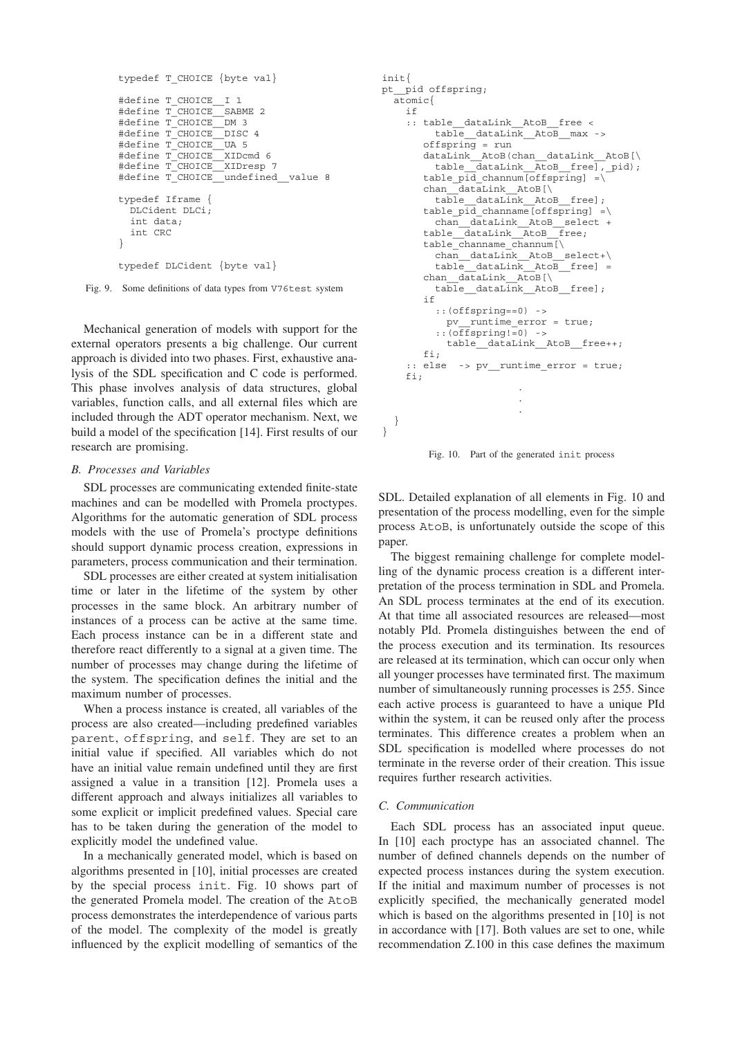```
typedef T_CHOICE {byte val}

#define T_CHOICE__I 1
#define T_CHOICE__SABME 2
#define T_CHOICE__DM 3
#define T_CHOICE__DISC 4
#define T_CHOICE__UA 5
#define T_CHOICE__XIDcmd 6
#define T_CHOICE__XIDresp 7
#define T_CHOICE__undefined__value 8

typedef Iframe {
  DLCident DLCi;
  int data;
  int CRC
}

typedef DLCident {byte val}
```

Fig. 9. Some definitions of data types from V76test system

Mechanical generation of models with support for the external operators presents a big challenge. Our current approach is divided into two phases. First, exhaustive analysis of the SDL specification and C code is performed. This phase involves analysis of data structures, global variables, function calls, and all external files which are included through the ADT operator mechanism. Next, we build a model of the specification [14]. First results of our research are promising.

### B. Processes and Variables

SDL processes are communicating extended finite-state machines and can be modelled with Promela proctypes. Algorithms for the automatic generation of SDL process models with the use of Promela's proctype definitions should support dynamic process creation, expressions in parameters, process communication and their termination.

SDL processes are either created at system initialisation time or later in the lifetime of the system by other processes in the same block. An arbitrary number of instances of a process can be active at the same time. Each process instance can be in a different state and therefore react differently to a signal at a given time. The number of processes may change during the lifetime of the system. The specification defines the initial and the maximum number of processes.

When a process instance is created, all variables of the process are also created—including predefined variables parent, offspring, and self. They are set to an initial value if specified. All variables which do not have an initial value remain undefined until they are first assigned a value in a transition [12]. Promela uses a different approach and always initializes all variables to some explicit or implicit predefined values. Special care has to be taken during the generation of the model to explicitly model the undefined value.

In a mechanically generated model, which is based on algorithms presented in [10], initial processes are created by the special process init. Fig. 10 shows part of the generated Promela model. The creation of the AtoB process demonstrates the interdependence of various parts of the model. The complexity of the model is greatly influenced by the explicit modelling of semantics of the SDL. Detailed explanation of all elements in Fig. 10 and presentation of the process modelling, even for the simple process AtoB, is unfortunately outside the scope of this paper.

```
init{
pt__pid offspring;
  atomic{
    if
    :: table__dataLink__AtoB__free <
        table__dataLink__AtoB__max ->
       offspring = run
       dataLink__AtoB(chan__dataLink__AtoB[\
         table__dataLink__AtoB__free],_pid);
       table_pid_channum[offspring] =\
       chan__dataLink__AtoB[\
         table__dataLink__AtoB__free];
       table_pid_channame[offspring] =\
         chan__dataLink__AtoB__select +
       table__dataLink__AtoB__free;
       table_channame_channum[\
         chan__dataLink__AtoB__select+\
         table__dataLink__AtoB__free] =
       chan__dataLink__AtoB[\
         table__dataLink__AtoB__free];
       if
         ::(offspring==0) ->
           pv__runtime_error = true;
         ::(offspring!=0) ->
           table__dataLink__AtoB__free++;
       fi;
    :: else  -> pv__runtime_error = true;
    fi;
                    .
                    .
                    .
  }
}
```

Fig. 10. Part of the generated init process

The biggest remaining challenge for complete modelling of the dynamic process creation is a different interpretation of the process termination in SDL and Promela. An SDL process terminates at the end of its execution. At that time all associated resources are released—most notably PId. Promela distinguishes between the end of the process execution and its termination. Its resources are released at its termination, which can occur only when all younger processes have terminated first. The maximum number of simultaneously running processes is 255. Since each active process is guaranteed to have a unique PId within the system, it can be reused only after the process terminates. This difference creates a problem when an SDL specification is modelled where processes do not terminate in the reverse order of their creation. This issue requires further research activities.

### C. Communication

Each SDL process has an associated input queue. In [10] each proctype has an associated channel. The number of defined channels depends on the number of expected process instances during the system execution. If the initial and maximum number of processes is not explicitly specified, the mechanically generated model which is based on the algorithms presented in [10] is not in accordance with [17]. Both values are set to one, while recommendation Z.100 in this case defines the maximum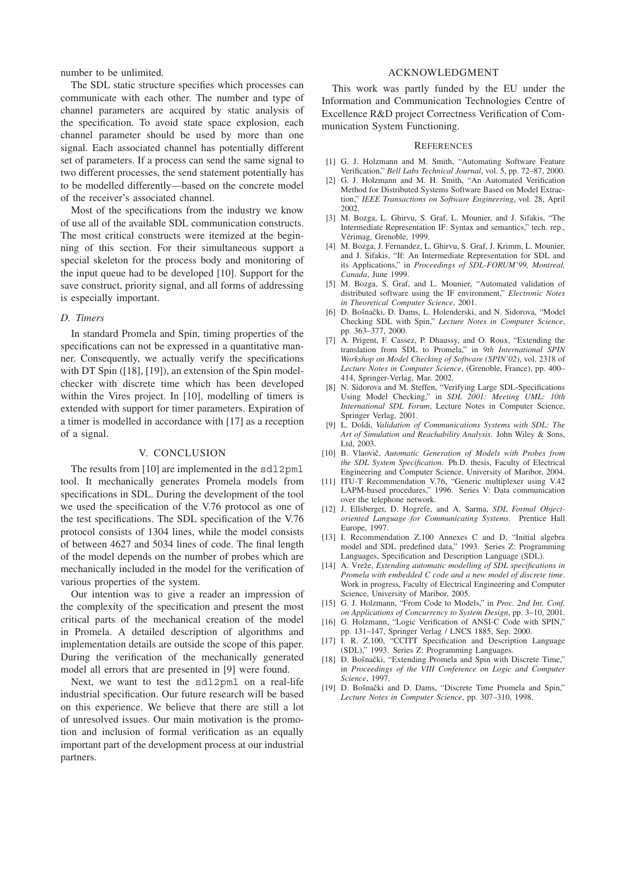number to be unlimited.

The SDL static structure specifies which processes can communicate with each other. The number and type of channel parameters are acquired by static analysis of the specification. To avoid state space explosion, each channel parameter should be used by more than one signal. Each associated channel has potentially different set of parameters. If a process can send the same signal to two different processes, the send statement potentially has to be modelled differently—based on the concrete model of the receiver's associated channel.

Most of the specifications from the industry we know of use all of the available SDL communication constructs. The most critical constructs were itemized at the beginning of this section. For their simultaneous support a special skeleton for the process body and monitoring of the input queue had to be developed [10]. Support for the save construct, priority signal, and all forms of addressing is especially important.

### *D. Timers*

In standard Promela and Spin, timing properties of the specifications can not be expressed in a quantitative manner. Consequently, we actually verify the specifications with DT Spin ([18], [19]), an extension of the Spin model-checker with discrete time which has been developed within the Vires project. In [10], modelling of timers is extended with support for timer parameters. Expiration of a timer is modelled in accordance with [17] as a reception of a signal.

## V. Conclusion

The results from [10] are implemented in the `sdl2pml` tool. It mechanically generates Promela models from specifications in SDL. During the development of the tool we used the specification of the V.76 protocol as one of the test specifications. The SDL specification of the V.76 protocol consists of 1304 lines, while the model consists of between 4627 and 5034 lines of code. The final length of the model depends on the number of probes which are mechanically included in the model for the verification of various properties of the system.

Our intention was to give a reader an impression of the complexity of the specification and present the most critical parts of the mechanical creation of the model in Promela. A detailed description of algorithms and implementation details are outside the scope of this paper. During the verification of the mechanically generated model all errors that are presented in [9] were found.

Next, we want to test the `sdl2pml` on a real-life industrial specification. Our future research will be based on this experience. We believe that there are still a lot of unresolved issues. Our main motivation is the promotion and inclusion of formal verification as an equally important part of the development process at our industrial partners.

## Acknowledgment

This work was partly funded by the EU under the Information and Communication Technologies Centre of Excellence R&D project Correctness Verification of Communication System Functioning.

## References

[1] G. J. Holzmann and M. Smith, "Automating Software Feature Verification," *Bell Labs Technical Journal*, vol. 5, pp. 72–87, 2000.

[2] G. J. Holzmann and M. H. Smith, "An Automated Verification Method for Distributed Systems Software Based on Model Extraction," *IEEE Transactions on Software Engineering*, vol. 28, April 2002.

[3] M. Bozga, L. Ghirvu, S. Graf, L. Mounier, and J. Sifakis, "The Intermediate Representation IF: Syntax and semantics," tech. rep., Vérimag, Grenoble, 1999.

[4] M. Bozga, J. Fernandez, L. Ghirvu, S. Graf, J. Krimm, L. Mounier, and J. Sifakis, "If: An Intermediate Representation for SDL and its Applications," in *Proceedings of SDL-FORUM'99, Montreal, Canada*, June 1999.

[5] M. Bozga, S. Graf, and L. Mounier, "Automated validation of distributed software using the IF environment," *Electronic Notes in Theoretical Computer Science*, 2001.

[6] D. Bošnački, D. Dams, L. Holenderski, and N. Sidorova, "Model Checking SDL with Spin," *Lecture Notes in Computer Science*, pp. 363–377, 2000.

[7] A. Prigent, F. Cassez, P. Dhaussy, and O. Roux, "Extending the translation from SDL to Promela," in *9th International SPIN Workshop on Model Checking of Software (SPIN'02)*, vol. 2318 of *Lecture Notes in Computer Science*, (Grenoble, France), pp. 400–414, Springer-Verlag, Mar. 2002.

[8] N. Sidorova and M. Steffen, "Verifying Large SDL-Specifications Using Model Checking," in *SDL 2001: Meeting UML: 10th International SDL Forum*, Lecture Notes in Computer Science, Springer Verlag, 2001.

[9] L. Doldi, *Validation of Communications Systems with SDL: The Art of Simulation and Reachability Analysis*. John Wiley & Sons, Ltd, 2003.

[10] B. Vlaovič, *Automatic Generation of Models with Probes from the SDL System Specification*. Ph.D. thesis, Faculty of Electrical Engineering and Computer Science, University of Maribor, 2004.

[11] ITU-T Recommendation V.76, "Generic multiplexer using V.42 LAPM-based procedures," 1996. Series V: Data communication over the telephone network.

[12] J. Ellsberger, D. Hogrefe, and A. Sarma, *SDL Formal Object-oriented Language for Communicating Systems*. Prentice Hall Europe, 1997.

[13] I. Recommendation Z.100 Annexes C and D, "Initial algebra model and SDL predefined data," 1993. Series Z: Programming Languages, Specification and Description Language (SDL).

[14] A. Vreže, *Extending automatic modelling of SDL specifications in Promela with embedded C code and a new model of discrete time*. Work in progress, Faculty of Electrical Engineering and Computer Science, University of Maribor, 2005.

[15] G. J. Holzmann, "From Code to Models," in *Proc. 2nd Int. Conf. on Applications of Concurrency to System Design*, pp. 3–10, 2001.

[16] G. Holzmann, "Logic Verification of ANSI-C Code with SPIN," pp. 131–147, Springer Verlag / LNCS 1885, Sep. 2000.

[17] I. R. Z.100, "CCITT Specification and Description Language (SDL)," 1993. Series Z: Programming Languages.

[18] D. Bošnački, "Extending Promela and Spin with Discrete Time," in *Proceedings of the VIII Conference on Logic and Computer Science*, 1997.

[19] D. Bošnački and D. Dams, "Discrete Time Promela and Spin," *Lecture Notes in Computer Science*, pp. 307–310, 1998.